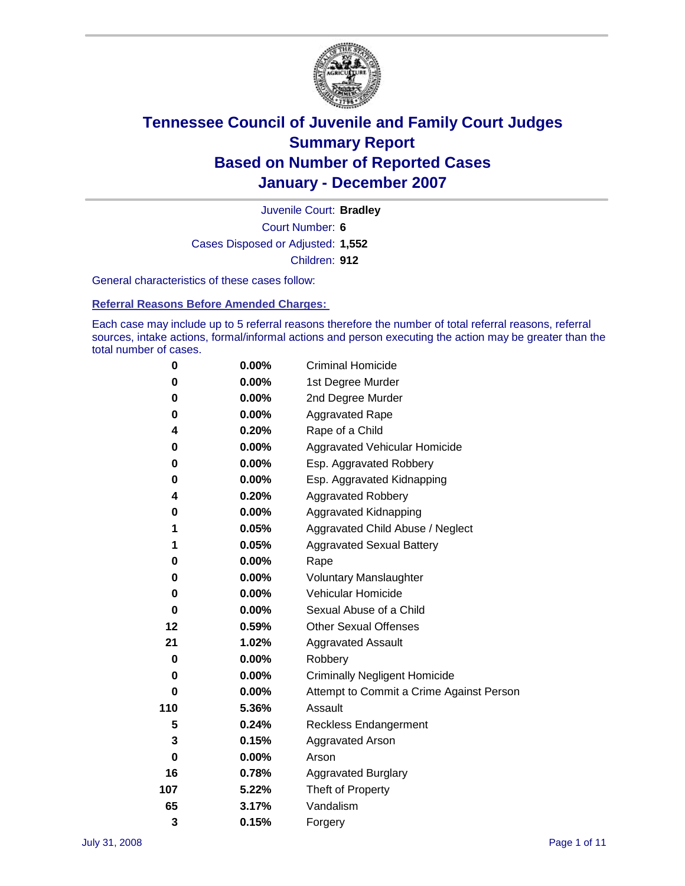# Tennessee Council of Juvenile and Family Court Judges
# Summary Report
# Based on Number of Reported Cases
# January - December 2007

Juvenile Court: **Bradley**
Court Number: **6**
Cases Disposed or Adjusted: **1,552**
Children: **912**

General characteristics of these cases follow:

**Referral Reasons Before Amended Charges:**

Each case may include up to 5 referral reasons therefore the number of total referral reasons, referral sources, intake actions, formal/informal actions and person executing the action may be greater than the total number of cases.

| | | |
|---|---|---|
| 0 | 0.00% | Criminal Homicide |
| 0 | 0.00% | 1st Degree Murder |
| 0 | 0.00% | 2nd Degree Murder |
| 0 | 0.00% | Aggravated Rape |
| 4 | 0.20% | Rape of a Child |
| 0 | 0.00% | Aggravated Vehicular Homicide |
| 0 | 0.00% | Esp. Aggravated Robbery |
| 0 | 0.00% | Esp. Aggravated Kidnapping |
| 4 | 0.20% | Aggravated Robbery |
| 0 | 0.00% | Aggravated Kidnapping |
| 1 | 0.05% | Aggravated Child Abuse / Neglect |
| 1 | 0.05% | Aggravated Sexual Battery |
| 0 | 0.00% | Rape |
| 0 | 0.00% | Voluntary Manslaughter |
| 0 | 0.00% | Vehicular Homicide |
| 0 | 0.00% | Sexual Abuse of a Child |
| 12 | 0.59% | Other Sexual Offenses |
| 21 | 1.02% | Aggravated Assault |
| 0 | 0.00% | Robbery |
| 0 | 0.00% | Criminally Negligent Homicide |
| 0 | 0.00% | Attempt to Commit a Crime Against Person |
| 110 | 5.36% | Assault |
| 5 | 0.24% | Reckless Endangerment |
| 3 | 0.15% | Aggravated Arson |
| 0 | 0.00% | Arson |
| 16 | 0.78% | Aggravated Burglary |
| 107 | 5.22% | Theft of Property |
| 65 | 3.17% | Vandalism |
| 3 | 0.15% | Forgery |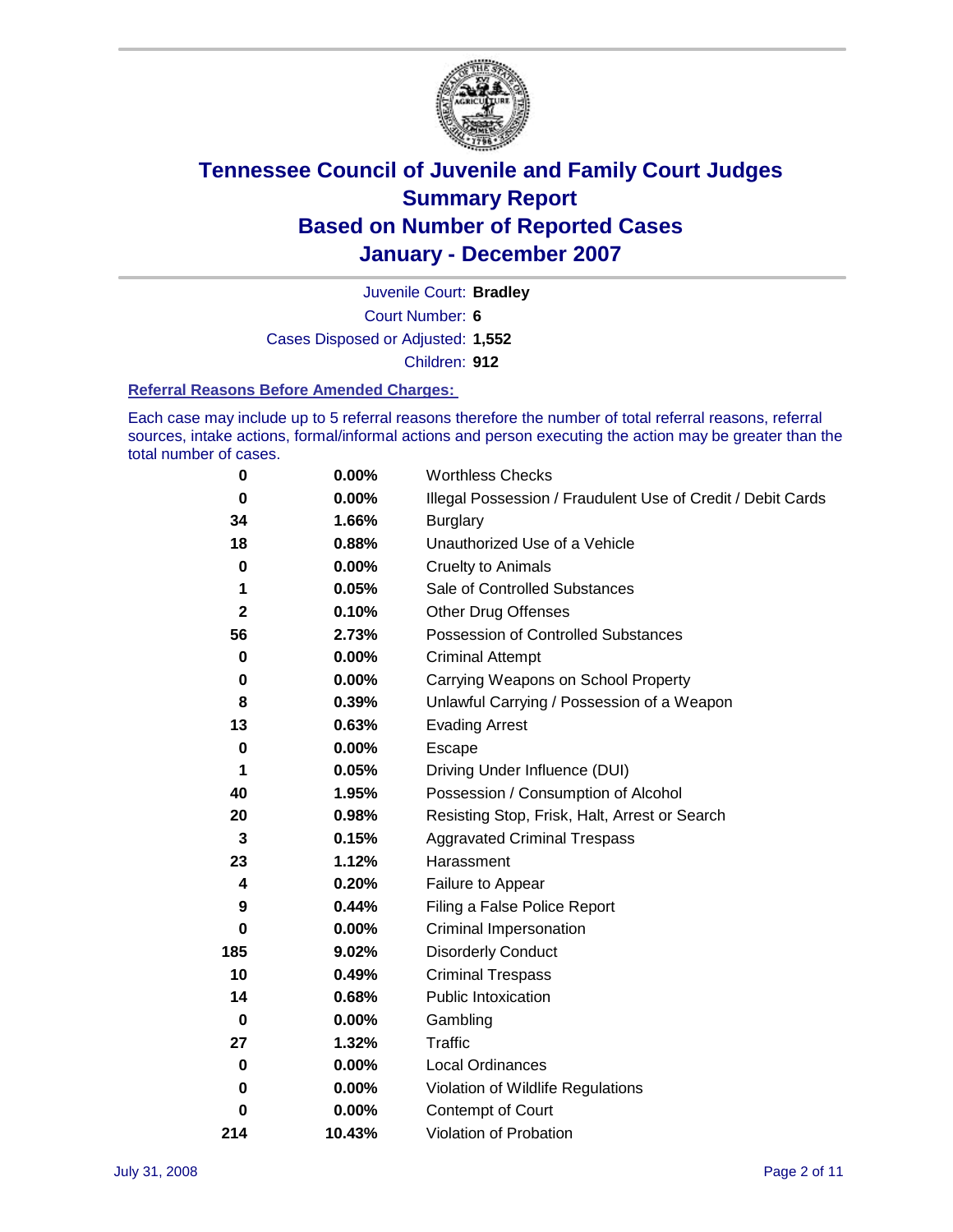# Tennessee Council of Juvenile and Family Court Judges
## Summary Report
## Based on Number of Reported Cases
## January - December 2007

Juvenile Court: **Bradley**

Court Number: **6**

Cases Disposed or Adjusted: **1,552**

Children: **912**

### Referral Reasons Before Amended Charges:

Each case may include up to 5 referral reasons therefore the number of total referral reasons, referral sources, intake actions, formal/informal actions and person executing the action may be greater than the total number of cases.

| | | |
|---|---|---|
| **0** | **0.00%** | Worthless Checks |
| **0** | **0.00%** | Illegal Possession / Fraudulent Use of Credit / Debit Cards |
| **34** | **1.66%** | Burglary |
| **18** | **0.88%** | Unauthorized Use of a Vehicle |
| **0** | **0.00%** | Cruelty to Animals |
| **1** | **0.05%** | Sale of Controlled Substances |
| **2** | **0.10%** | Other Drug Offenses |
| **56** | **2.73%** | Possession of Controlled Substances |
| **0** | **0.00%** | Criminal Attempt |
| **0** | **0.00%** | Carrying Weapons on School Property |
| **8** | **0.39%** | Unlawful Carrying / Possession of a Weapon |
| **13** | **0.63%** | Evading Arrest |
| **0** | **0.00%** | Escape |
| **1** | **0.05%** | Driving Under Influence (DUI) |
| **40** | **1.95%** | Possession / Consumption of Alcohol |
| **20** | **0.98%** | Resisting Stop, Frisk, Halt, Arrest or Search |
| **3** | **0.15%** | Aggravated Criminal Trespass |
| **23** | **1.12%** | Harassment |
| **4** | **0.20%** | Failure to Appear |
| **9** | **0.44%** | Filing a False Police Report |
| **0** | **0.00%** | Criminal Impersonation |
| **185** | **9.02%** | Disorderly Conduct |
| **10** | **0.49%** | Criminal Trespass |
| **14** | **0.68%** | Public Intoxication |
| **0** | **0.00%** | Gambling |
| **27** | **1.32%** | Traffic |
| **0** | **0.00%** | Local Ordinances |
| **0** | **0.00%** | Violation of Wildlife Regulations |
| **0** | **0.00%** | Contempt of Court |
| **214** | **10.43%** | Violation of Probation |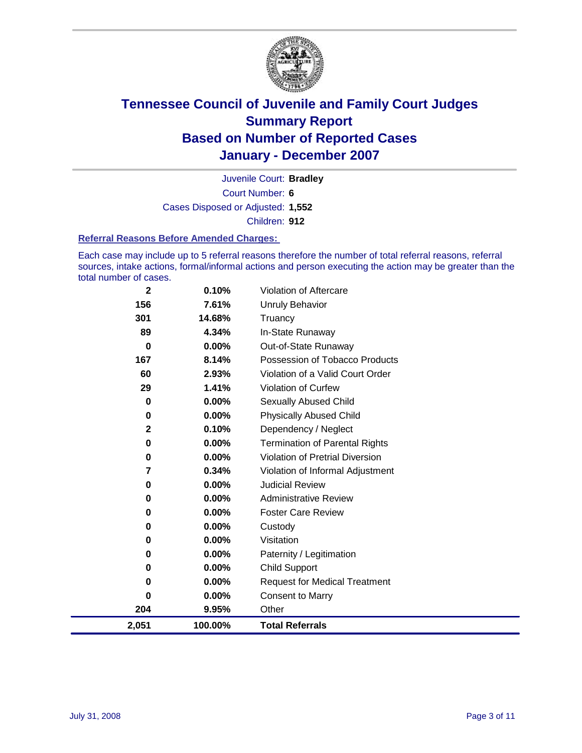# Tennessee Council of Juvenile and Family Court Judges
## Summary Report
## Based on Number of Reported Cases
## January - December 2007

Juvenile Court: **Bradley**

Court Number: **6**

Cases Disposed or Adjusted: **1,552**

Children: **912**

### Referral Reasons Before Amended Charges:

Each case may include up to 5 referral reasons therefore the number of total referral reasons, referral sources, intake actions, formal/informal actions and person executing the action may be greater than the total number of cases.

| | | |
|---|---|---|
| 2 | 0.10% | Violation of Aftercare |
| 156 | 7.61% | Unruly Behavior |
| 301 | 14.68% | Truancy |
| 89 | 4.34% | In-State Runaway |
| 0 | 0.00% | Out-of-State Runaway |
| 167 | 8.14% | Possession of Tobacco Products |
| 60 | 2.93% | Violation of a Valid Court Order |
| 29 | 1.41% | Violation of Curfew |
| 0 | 0.00% | Sexually Abused Child |
| 0 | 0.00% | Physically Abused Child |
| 2 | 0.10% | Dependency / Neglect |
| 0 | 0.00% | Termination of Parental Rights |
| 0 | 0.00% | Violation of Pretrial Diversion |
| 7 | 0.34% | Violation of Informal Adjustment |
| 0 | 0.00% | Judicial Review |
| 0 | 0.00% | Administrative Review |
| 0 | 0.00% | Foster Care Review |
| 0 | 0.00% | Custody |
| 0 | 0.00% | Visitation |
| 0 | 0.00% | Paternity / Legitimation |
| 0 | 0.00% | Child Support |
| 0 | 0.00% | Request for Medical Treatment |
| 0 | 0.00% | Consent to Marry |
| 204 | 9.95% | Other |
| **2,051** | **100.00%** | **Total Referrals** |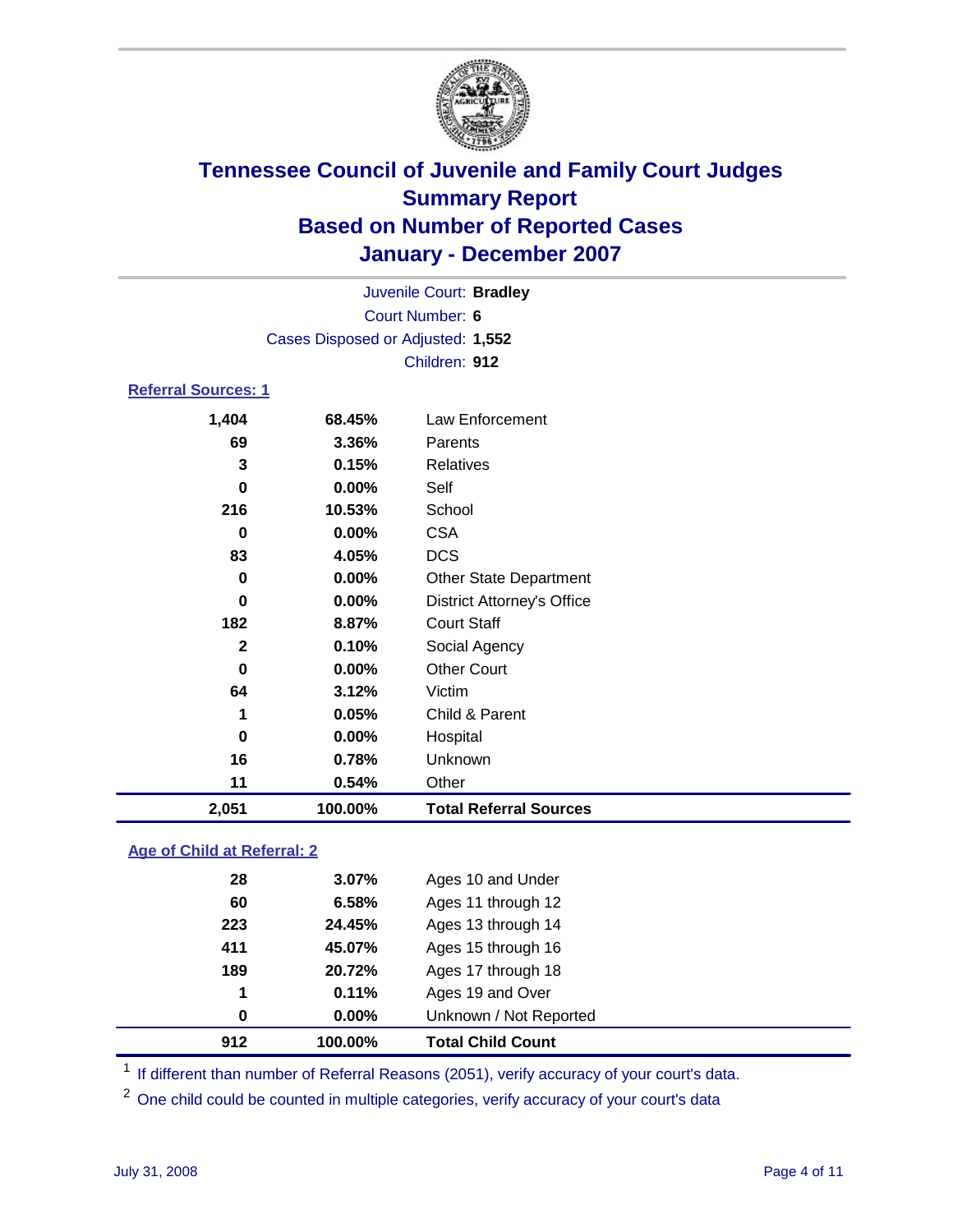# Tennessee Council of Juvenile and Family Court Judges
## Summary Report
## Based on Number of Reported Cases
## January - December 2007

Juvenile Court: **Bradley**
Court Number: **6**
Cases Disposed or Adjusted: **1,552**
Children: **912**

### Referral Sources: 1

| | | |
|---|---|---|
| 1,404 | 68.45% | Law Enforcement |
| 69 | 3.36% | Parents |
| 3 | 0.15% | Relatives |
| 0 | 0.00% | Self |
| 216 | 10.53% | School |
| 0 | 0.00% | CSA |
| 83 | 4.05% | DCS |
| 0 | 0.00% | Other State Department |
| 0 | 0.00% | District Attorney's Office |
| 182 | 8.87% | Court Staff |
| 2 | 0.10% | Social Agency |
| 0 | 0.00% | Other Court |
| 64 | 3.12% | Victim |
| 1 | 0.05% | Child & Parent |
| 0 | 0.00% | Hospital |
| 16 | 0.78% | Unknown |
| 11 | 0.54% | Other |
| **2,051** | **100.00%** | **Total Referral Sources** |

### Age of Child at Referral: 2

| | | |
|---|---|---|
| 28 | 3.07% | Ages 10 and Under |
| 60 | 6.58% | Ages 11 through 12 |
| 223 | 24.45% | Ages 13 through 14 |
| 411 | 45.07% | Ages 15 through 16 |
| 189 | 20.72% | Ages 17 through 18 |
| 1 | 0.11% | Ages 19 and Over |
| 0 | 0.00% | Unknown / Not Reported |
| **912** | **100.00%** | **Total Child Count** |

[1] If different than number of Referral Reasons (2051), verify accuracy of your court's data.

[2] One child could be counted in multiple categories, verify accuracy of your court's data

July 31, 2008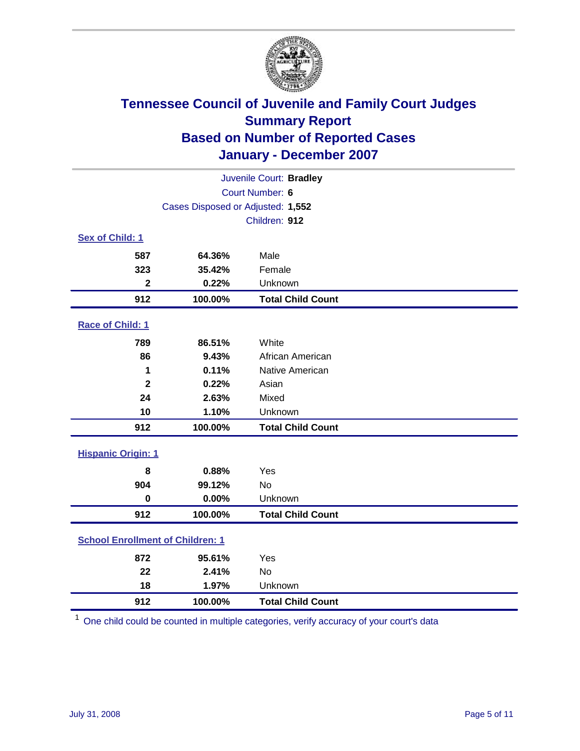# Tennessee Council of Juvenile and Family Court Judges
## Summary Report
## Based on Number of Reported Cases
## January - December 2007

Juvenile Court: **Bradley**

Court Number: **6**

Cases Disposed or Adjusted: **1,552**

Children: **912**

### Sex of Child: 1

| | | |
|---|---|---|
| 587 | 64.36% | Male |
| 323 | 35.42% | Female |
| 2 | 0.22% | Unknown |
| **912** | **100.00%** | **Total Child Count** |

### Race of Child: 1

| | | |
|---|---|---|
| 789 | 86.51% | White |
| 86 | 9.43% | African American |
| 1 | 0.11% | Native American |
| 2 | 0.22% | Asian |
| 24 | 2.63% | Mixed |
| 10 | 1.10% | Unknown |
| **912** | **100.00%** | **Total Child Count** |

### Hispanic Origin: 1

| | | |
|---|---|---|
| 8 | 0.88% | Yes |
| 904 | 99.12% | No |
| 0 | 0.00% | Unknown |
| **912** | **100.00%** | **Total Child Count** |

### School Enrollment of Children: 1

| | | |
|---|---|---|
| 872 | 95.61% | Yes |
| 22 | 2.41% | No |
| 18 | 1.97% | Unknown |
| **912** | **100.00%** | **Total Child Count** |

[1] One child could be counted in multiple categories, verify accuracy of your court's data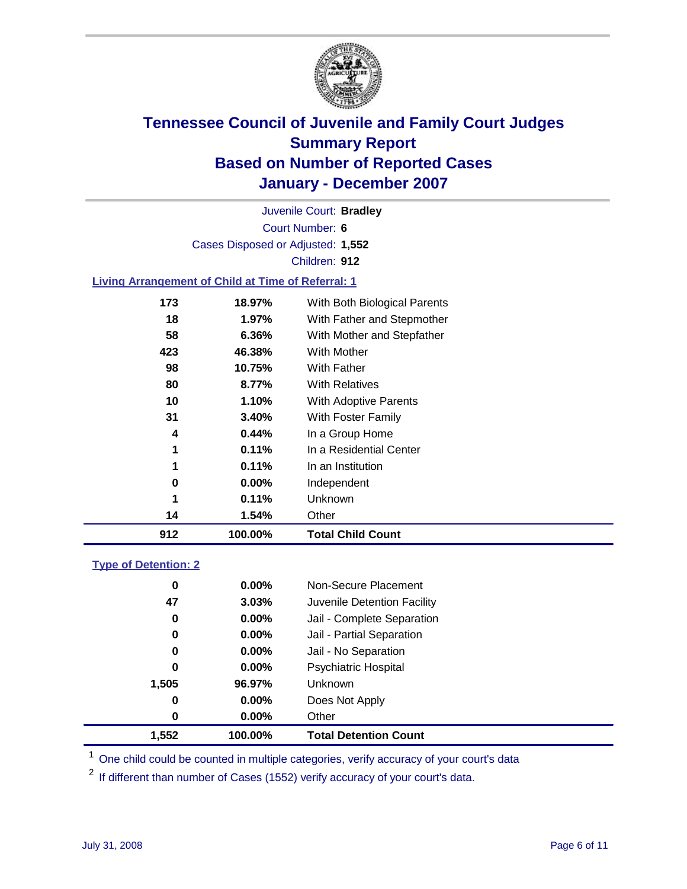# Tennessee Council of Juvenile and Family Court Judges
## Summary Report
## Based on Number of Reported Cases
## January - December 2007

Juvenile Court: **Bradley**

Court Number: **6**

Cases Disposed or Adjusted: **1,552**

Children: **912**

### Living Arrangement of Child at Time of Referral: 1

| | | |
|---|---|---|
| 173 | 18.97% | With Both Biological Parents |
| 18 | 1.97% | With Father and Stepmother |
| 58 | 6.36% | With Mother and Stepfather |
| 423 | 46.38% | With Mother |
| 98 | 10.75% | With Father |
| 80 | 8.77% | With Relatives |
| 10 | 1.10% | With Adoptive Parents |
| 31 | 3.40% | With Foster Family |
| 4 | 0.44% | In a Group Home |
| 1 | 0.11% | In a Residential Center |
| 1 | 0.11% | In an Institution |
| 0 | 0.00% | Independent |
| 1 | 0.11% | Unknown |
| 14 | 1.54% | Other |
| **912** | **100.00%** | **Total Child Count** |

### Type of Detention: 2

| | | |
|---|---|---|
| 0 | 0.00% | Non-Secure Placement |
| 47 | 3.03% | Juvenile Detention Facility |
| 0 | 0.00% | Jail - Complete Separation |
| 0 | 0.00% | Jail - Partial Separation |
| 0 | 0.00% | Jail - No Separation |
| 0 | 0.00% | Psychiatric Hospital |
| 1,505 | 96.97% | Unknown |
| 0 | 0.00% | Does Not Apply |
| 0 | 0.00% | Other |
| **1,552** | **100.00%** | **Total Detention Count** |

[1] One child could be counted in multiple categories, verify accuracy of your court's data

[2] If different than number of Cases (1552) verify accuracy of your court's data.

July 31, 2008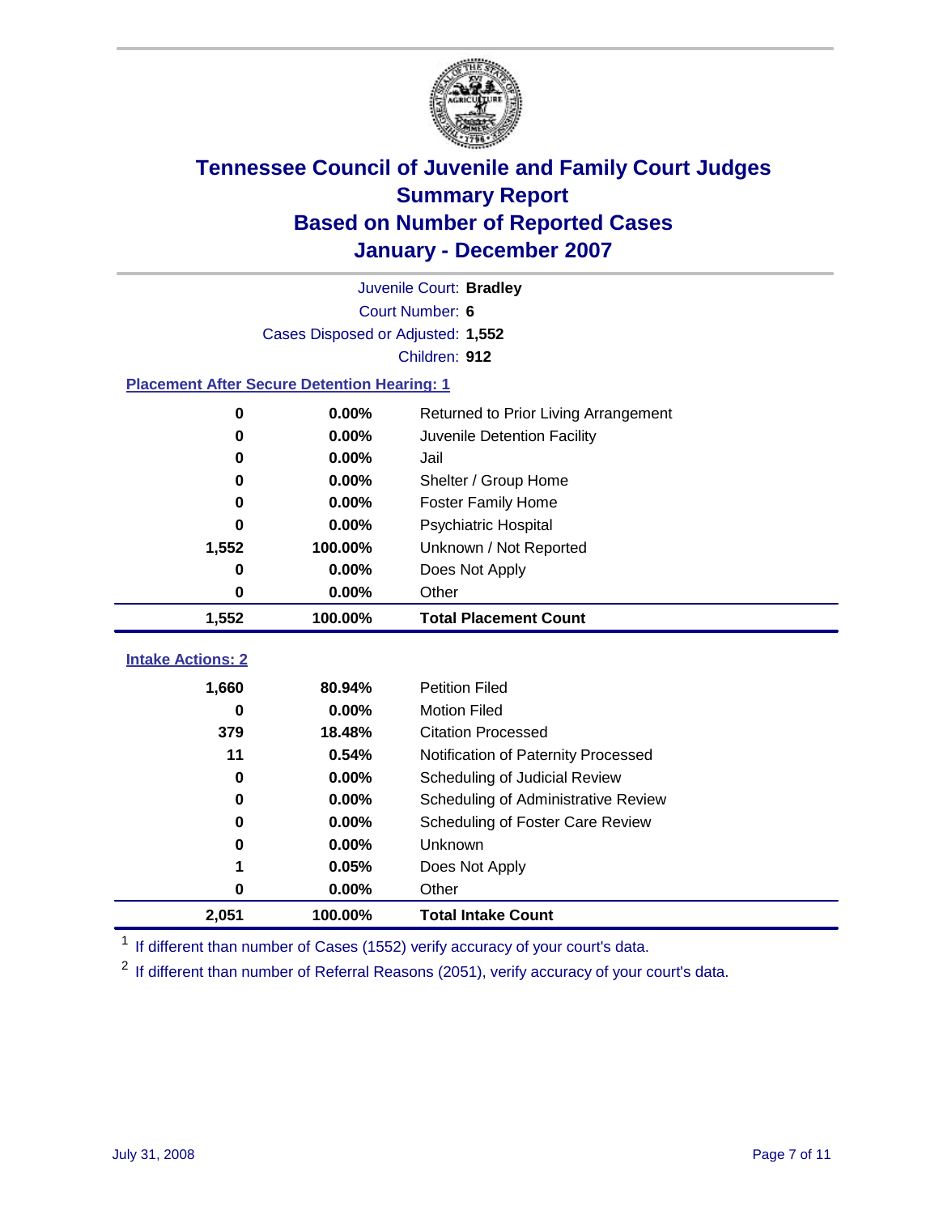# Tennessee Council of Juvenile and Family Court Judges
## Summary Report
## Based on Number of Reported Cases
## January - December 2007

Juvenile Court: **Bradley**
Court Number: **6**
Cases Disposed or Adjusted: **1,552**
Children: **912**

### Placement After Secure Detention Hearing: 1

| | | |
|---|---|---|
| 0 | 0.00% | Returned to Prior Living Arrangement |
| 0 | 0.00% | Juvenile Detention Facility |
| 0 | 0.00% | Jail |
| 0 | 0.00% | Shelter / Group Home |
| 0 | 0.00% | Foster Family Home |
| 0 | 0.00% | Psychiatric Hospital |
| 1,552 | 100.00% | Unknown / Not Reported |
| 0 | 0.00% | Does Not Apply |
| 0 | 0.00% | Other |
| **1,552** | **100.00%** | **Total Placement Count** |

### Intake Actions: 2

| | | |
|---|---|---|
| 1,660 | 80.94% | Petition Filed |
| 0 | 0.00% | Motion Filed |
| 379 | 18.48% | Citation Processed |
| 11 | 0.54% | Notification of Paternity Processed |
| 0 | 0.00% | Scheduling of Judicial Review |
| 0 | 0.00% | Scheduling of Administrative Review |
| 0 | 0.00% | Scheduling of Foster Care Review |
| 0 | 0.00% | Unknown |
| 1 | 0.05% | Does Not Apply |
| 0 | 0.00% | Other |
| **2,051** | **100.00%** | **Total Intake Count** |

[1] If different than number of Cases (1552) verify accuracy of your court's data.

[2] If different than number of Referral Reasons (2051), verify accuracy of your court's data.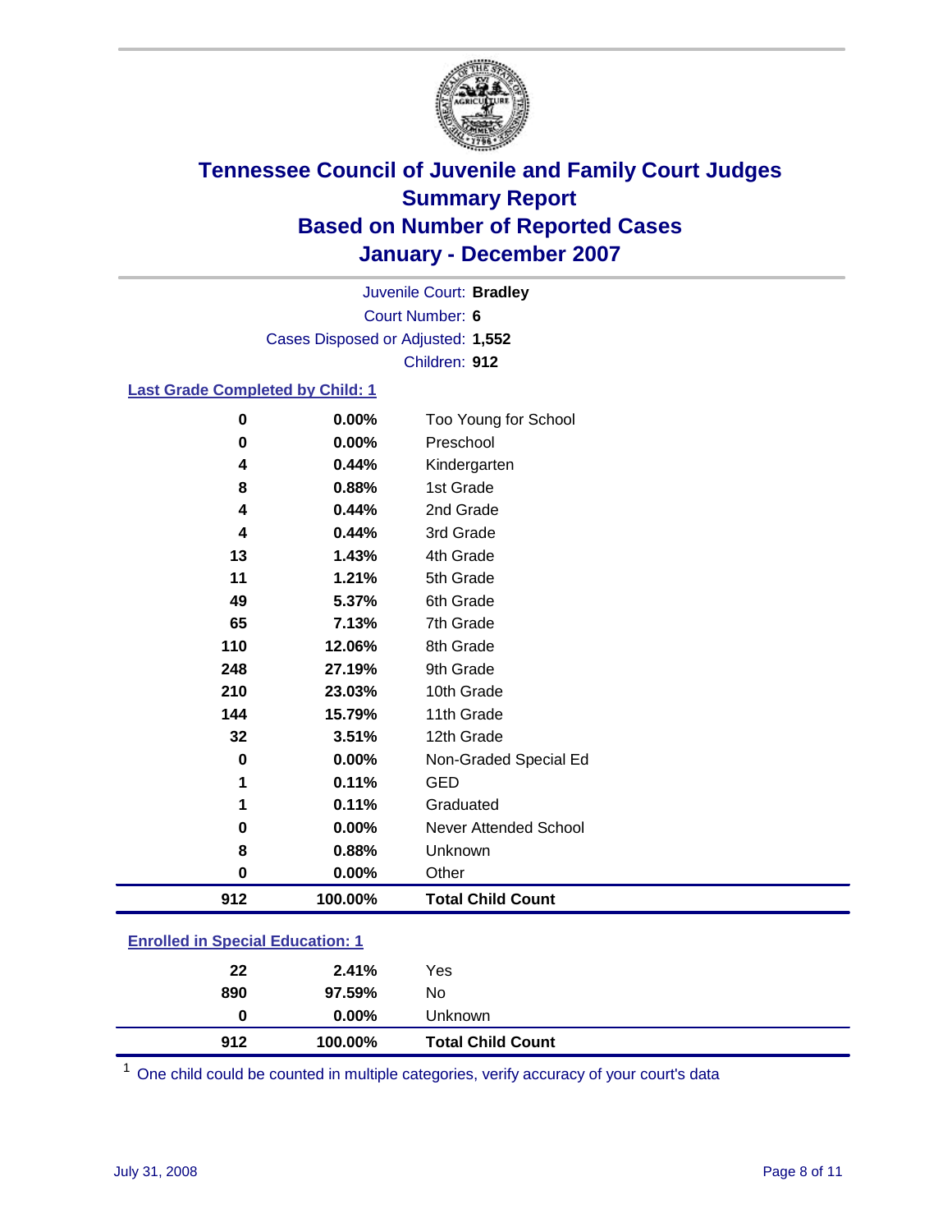# Tennessee Council of Juvenile and Family Court Judges
# Summary Report
# Based on Number of Reported Cases
# January - December 2007

Juvenile Court: **Bradley**

Court Number: **6**

Cases Disposed or Adjusted: **1,552**

Children: **912**

### Last Grade Completed by Child: 1

| | | |
|---|---|---|
| 0 | 0.00% | Too Young for School |
| 0 | 0.00% | Preschool |
| 4 | 0.44% | Kindergarten |
| 8 | 0.88% | 1st Grade |
| 4 | 0.44% | 2nd Grade |
| 4 | 0.44% | 3rd Grade |
| 13 | 1.43% | 4th Grade |
| 11 | 1.21% | 5th Grade |
| 49 | 5.37% | 6th Grade |
| 65 | 7.13% | 7th Grade |
| 110 | 12.06% | 8th Grade |
| 248 | 27.19% | 9th Grade |
| 210 | 23.03% | 10th Grade |
| 144 | 15.79% | 11th Grade |
| 32 | 3.51% | 12th Grade |
| 0 | 0.00% | Non-Graded Special Ed |
| 1 | 0.11% | GED |
| 1 | 0.11% | Graduated |
| 0 | 0.00% | Never Attended School |
| 8 | 0.88% | Unknown |
| 0 | 0.00% | Other |
| **912** | **100.00%** | **Total Child Count** |

### Enrolled in Special Education: 1

| | | |
|---|---|---|
| 22 | 2.41% | Yes |
| 890 | 97.59% | No |
| 0 | 0.00% | Unknown |
| **912** | **100.00%** | **Total Child Count** |

[1] One child could be counted in multiple categories, verify accuracy of your court's data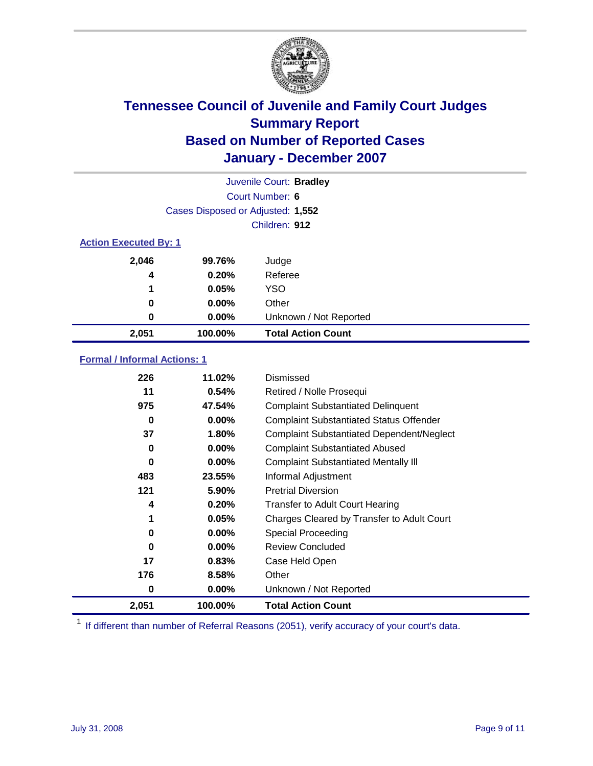# Tennessee Council of Juvenile and Family Court Judges
## Summary Report
## Based on Number of Reported Cases
## January - December 2007

Juvenile Court: **Bradley**
Court Number: **6**
Cases Disposed or Adjusted: **1,552**
Children: **912**

### Action Executed By: 1

| | | |
|---|---|---|
| 2,046 | 99.76% | Judge |
| 4 | 0.20% | Referee |
| 1 | 0.05% | YSO |
| 0 | 0.00% | Other |
| 0 | 0.00% | Unknown / Not Reported |
| **2,051** | **100.00%** | **Total Action Count** |

### Formal / Informal Actions: 1

| | | |
|---|---|---|
| 226 | 11.02% | Dismissed |
| 11 | 0.54% | Retired / Nolle Prosequi |
| 975 | 47.54% | Complaint Substantiated Delinquent |
| 0 | 0.00% | Complaint Substantiated Status Offender |
| 37 | 1.80% | Complaint Substantiated Dependent/Neglect |
| 0 | 0.00% | Complaint Substantiated Abused |
| 0 | 0.00% | Complaint Substantiated Mentally Ill |
| 483 | 23.55% | Informal Adjustment |
| 121 | 5.90% | Pretrial Diversion |
| 4 | 0.20% | Transfer to Adult Court Hearing |
| 1 | 0.05% | Charges Cleared by Transfer to Adult Court |
| 0 | 0.00% | Special Proceeding |
| 0 | 0.00% | Review Concluded |
| 17 | 0.83% | Case Held Open |
| 176 | 8.58% | Other |
| 0 | 0.00% | Unknown / Not Reported |
| **2,051** | **100.00%** | **Total Action Count** |

[1] If different than number of Referral Reasons (2051), verify accuracy of your court's data.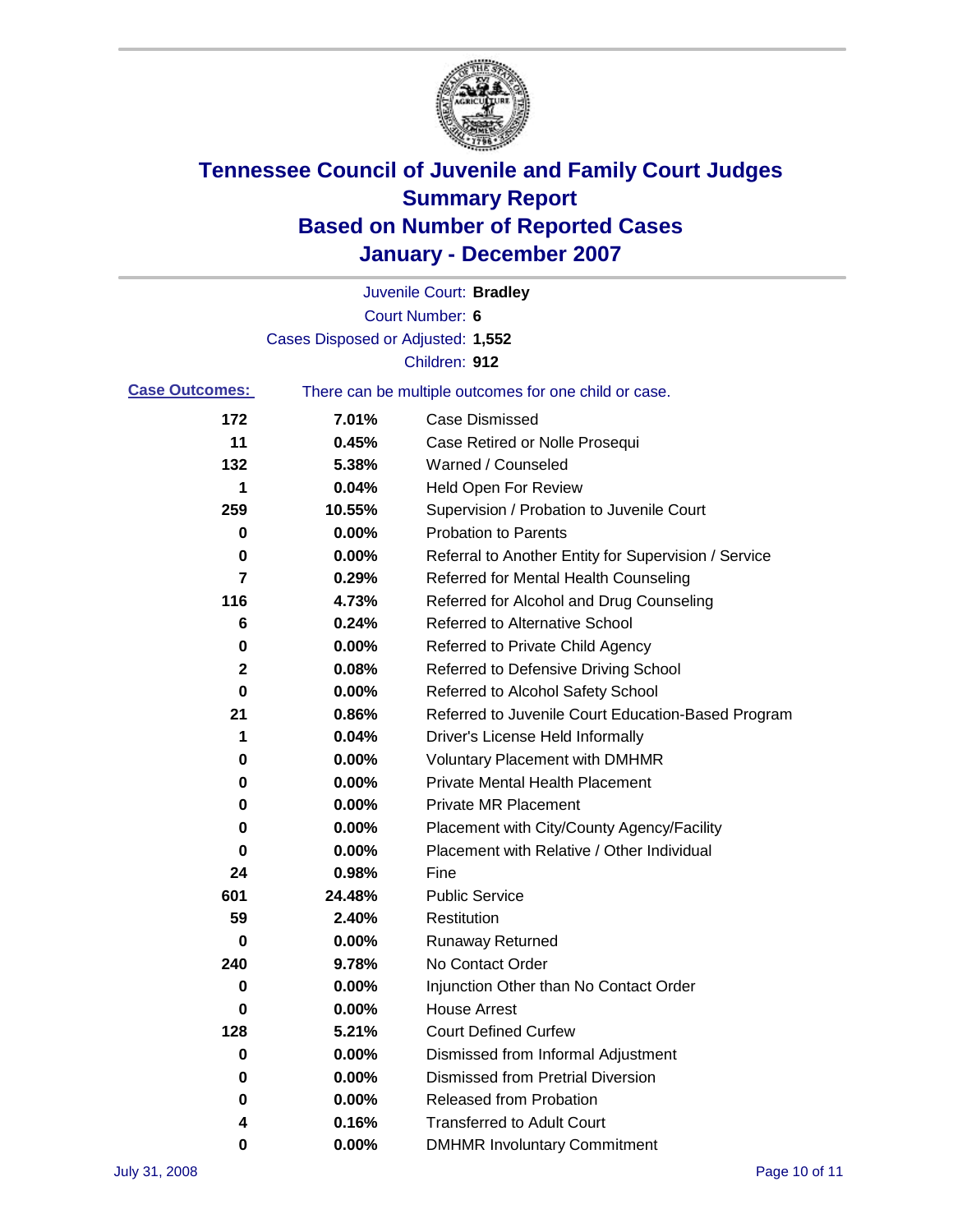# Tennessee Council of Juvenile and Family Court Judges
## Summary Report
## Based on Number of Reported Cases
## January - December 2007

Juvenile Court: **Bradley**

Court Number: **6**

Cases Disposed or Adjusted: **1,552**

Children: **912**

**Case Outcomes:** There can be multiple outcomes for one child or case.

| Count | Percent | Outcome |
|---|---|---|
| 172 | 7.01% | Case Dismissed |
| 11 | 0.45% | Case Retired or Nolle Prosequi |
| 132 | 5.38% | Warned / Counseled |
| 1 | 0.04% | Held Open For Review |
| 259 | 10.55% | Supervision / Probation to Juvenile Court |
| 0 | 0.00% | Probation to Parents |
| 0 | 0.00% | Referral to Another Entity for Supervision / Service |
| 7 | 0.29% | Referred for Mental Health Counseling |
| 116 | 4.73% | Referred for Alcohol and Drug Counseling |
| 6 | 0.24% | Referred to Alternative School |
| 0 | 0.00% | Referred to Private Child Agency |
| 2 | 0.08% | Referred to Defensive Driving School |
| 0 | 0.00% | Referred to Alcohol Safety School |
| 21 | 0.86% | Referred to Juvenile Court Education-Based Program |
| 1 | 0.04% | Driver's License Held Informally |
| 0 | 0.00% | Voluntary Placement with DMHMR |
| 0 | 0.00% | Private Mental Health Placement |
| 0 | 0.00% | Private MR Placement |
| 0 | 0.00% | Placement with City/County Agency/Facility |
| 0 | 0.00% | Placement with Relative / Other Individual |
| 24 | 0.98% | Fine |
| 601 | 24.48% | Public Service |
| 59 | 2.40% | Restitution |
| 0 | 0.00% | Runaway Returned |
| 240 | 9.78% | No Contact Order |
| 0 | 0.00% | Injunction Other than No Contact Order |
| 0 | 0.00% | House Arrest |
| 128 | 5.21% | Court Defined Curfew |
| 0 | 0.00% | Dismissed from Informal Adjustment |
| 0 | 0.00% | Dismissed from Pretrial Diversion |
| 0 | 0.00% | Released from Probation |
| 4 | 0.16% | Transferred to Adult Court |
| 0 | 0.00% | DMHMR Involuntary Commitment |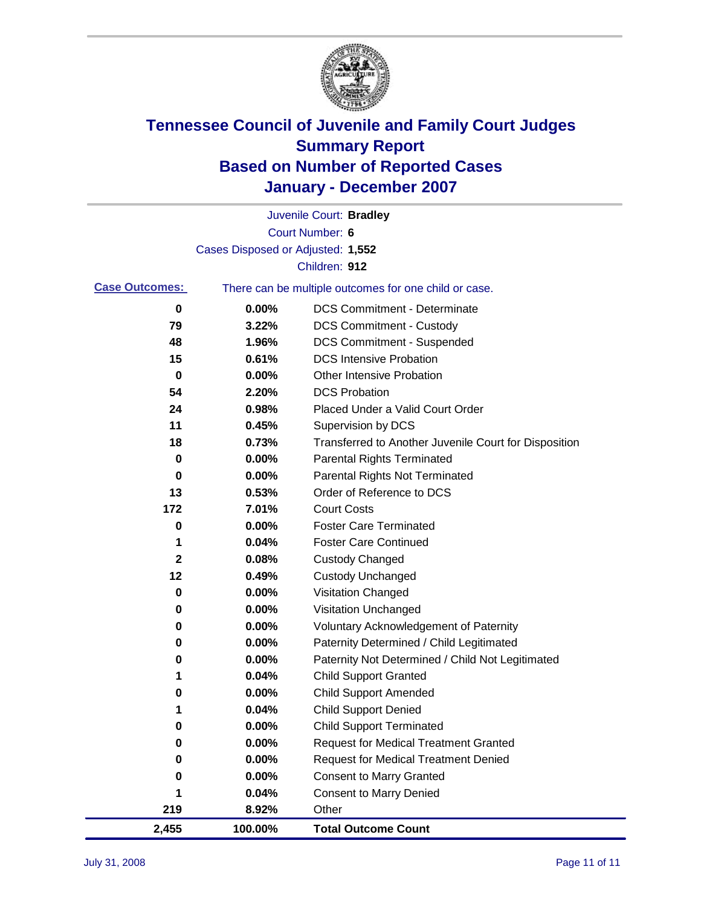# Tennessee Council of Juvenile and Family Court Judges
# Summary Report
# Based on Number of Reported Cases
# January - December 2007

Juvenile Court: **Bradley**

Court Number: **6**

Cases Disposed or Adjusted: **1,552**

Children: **912**

**Case Outcomes:** There can be multiple outcomes for one child or case.

| | | |
|---|---|---|
| 0 | 0.00% | DCS Commitment - Determinate |
| 79 | 3.22% | DCS Commitment - Custody |
| 48 | 1.96% | DCS Commitment - Suspended |
| 15 | 0.61% | DCS Intensive Probation |
| 0 | 0.00% | Other Intensive Probation |
| 54 | 2.20% | DCS Probation |
| 24 | 0.98% | Placed Under a Valid Court Order |
| 11 | 0.45% | Supervision by DCS |
| 18 | 0.73% | Transferred to Another Juvenile Court for Disposition |
| 0 | 0.00% | Parental Rights Terminated |
| 0 | 0.00% | Parental Rights Not Terminated |
| 13 | 0.53% | Order of Reference to DCS |
| 172 | 7.01% | Court Costs |
| 0 | 0.00% | Foster Care Terminated |
| 1 | 0.04% | Foster Care Continued |
| 2 | 0.08% | Custody Changed |
| 12 | 0.49% | Custody Unchanged |
| 0 | 0.00% | Visitation Changed |
| 0 | 0.00% | Visitation Unchanged |
| 0 | 0.00% | Voluntary Acknowledgement of Paternity |
| 0 | 0.00% | Paternity Determined / Child Legitimated |
| 0 | 0.00% | Paternity Not Determined / Child Not Legitimated |
| 1 | 0.04% | Child Support Granted |
| 0 | 0.00% | Child Support Amended |
| 1 | 0.04% | Child Support Denied |
| 0 | 0.00% | Child Support Terminated |
| 0 | 0.00% | Request for Medical Treatment Granted |
| 0 | 0.00% | Request for Medical Treatment Denied |
| 0 | 0.00% | Consent to Marry Granted |
| 1 | 0.04% | Consent to Marry Denied |
| 219 | 8.92% | Other |
| **2,455** | **100.00%** | **Total Outcome Count** |